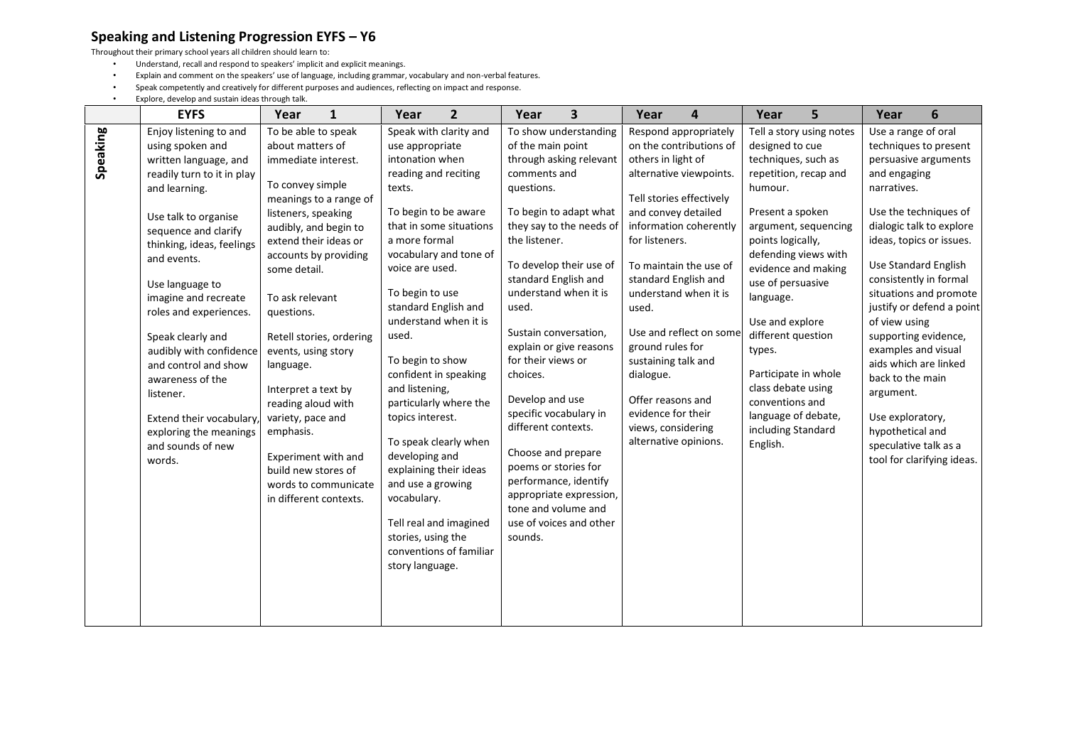## Speaking and Listening Progression EYFS – Y6

Throughout their primary school years all children should learn to:

- Understand, recall and respond to speakers' implicit and explicit meanings.
- Explain and comment on the speakers' use of language, including grammar, vocabulary and non-verbal features.
- Speak competently and creatively for different purposes and audiences, reflecting on impact and response.
- Explore, develop and sustain ideas through talk.

| | EYFS | Year 1 | Year 2 | Year 3 | Year 4 | Year 5 | Year 6 |
|---|---|---|---|---|---|---|---|
| **Speaking** | Enjoy listening to and using spoken and written language, and readily turn to it in play and learning.<br><br>Use talk to organise sequence and clarify thinking, ideas, feelings and events.<br><br>Use language to imagine and recreate roles and experiences.<br><br>Speak clearly and audibly with confidence and control and show awareness of the listener.<br><br>Extend their vocabulary, exploring the meanings and sounds of new words. | To be able to speak about matters of immediate interest.<br><br>To convey simple meanings to a range of listeners, speaking audibly, and begin to extend their ideas or accounts by providing some detail.<br><br>To ask relevant questions.<br><br>Retell stories, ordering events, using story language.<br><br>Interpret a text by reading aloud with variety, pace and emphasis.<br><br>Experiment with and build new stores of words to communicate in different contexts. | Speak with clarity and use appropriate intonation when reading and reciting texts.<br><br>To begin to be aware that in some situations a more formal vocabulary and tone of voice are used.<br><br>To begin to use standard English and understand when it is used.<br><br>To begin to show confident in speaking and listening, particularly where the topics interest.<br><br>To speak clearly when developing and explaining their ideas and use a growing vocabulary.<br><br>Tell real and imagined stories, using the conventions of familiar story language. | To show understanding of the main point through asking relevant comments and questions.<br><br>To begin to adapt what they say to the needs of the listener.<br><br>To develop their use of standard English and understand when it is used.<br><br>Sustain conversation, explain or give reasons for their views or choices.<br><br>Develop and use specific vocabulary in different contexts.<br><br>Choose and prepare poems or stories for performance, identify appropriate expression, tone and volume and use of voices and other sounds. | Respond appropriately on the contributions of others in light of alternative viewpoints.<br><br>Tell stories effectively and convey detailed information coherently for listeners.<br><br>To maintain the use of standard English and understand when it is used.<br><br>Use and reflect on some ground rules for sustaining talk and dialogue.<br><br>Offer reasons and evidence for their views, considering alternative opinions. | Tell a story using notes designed to cue techniques, such as repetition, recap and humour.<br><br>Present a spoken argument, sequencing points logically, defending views with evidence and making use of persuasive language.<br><br>Use and explore different question types.<br><br>Participate in whole class debate using conventions and language of debate, including Standard English. | Use a range of oral techniques to present persuasive arguments and engaging narratives.<br><br>Use the techniques of dialogic talk to explore ideas, topics or issues.<br><br>Use Standard English consistently in formal situations and promote justify or defend a point of view using supporting evidence, examples and visual aids which are linked back to the main argument.<br><br>Use exploratory, hypothetical and speculative talk as a tool for clarifying ideas. |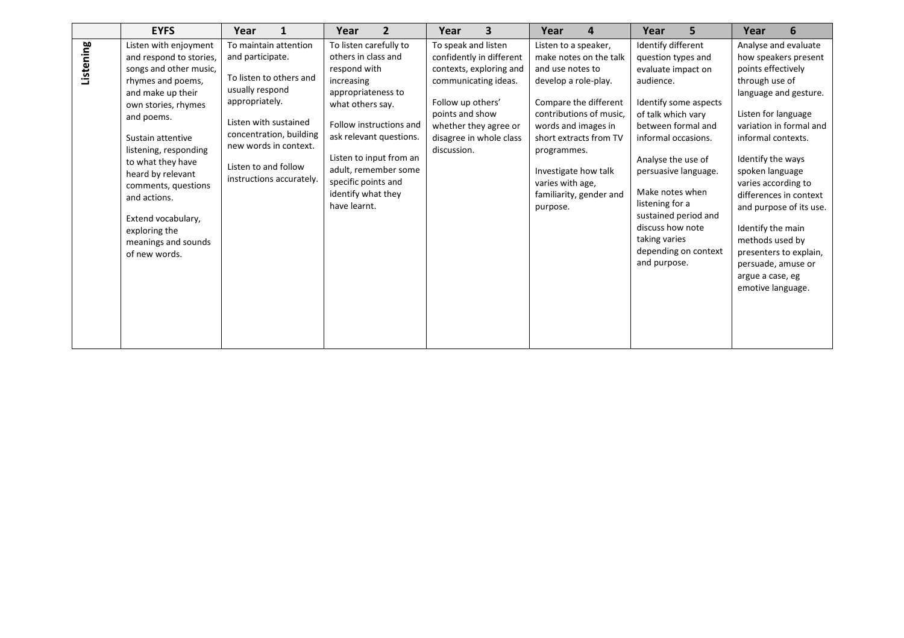| | EYFS | Year 1 | Year 2 | Year 3 | Year 4 | Year 5 | Year 6 |
|---|---|---|---|---|---|---|---|
| **Listening** | Listen with enjoyment and respond to stories, songs and other music, rhymes and poems, and make up their own stories, rhymes and poems.<br><br>Sustain attentive listening, responding to what they have heard by relevant comments, questions and actions.<br><br>Extend vocabulary, exploring the meanings and sounds of new words. | To maintain attention and participate.<br><br>To listen to others and usually respond appropriately.<br><br>Listen with sustained concentration, building new words in context.<br><br>Listen to and follow instructions accurately. | To listen carefully to others in class and respond with increasing appropriateness to what others say.<br><br>Follow instructions and ask relevant questions.<br><br>Listen to input from an adult, remember some specific points and identify what they have learnt. | To speak and listen confidently in different contexts, exploring and communicating ideas.<br><br>Follow up others' points and show whether they agree or disagree in whole class discussion. | Listen to a speaker, make notes on the talk and use notes to develop a role-play.<br><br>Compare the different contributions of music, words and images in short extracts from TV programmes.<br><br>Investigate how talk varies with age, familiarity, gender and purpose. | Identify different question types and evaluate impact on audience.<br><br>Identify some aspects of talk which vary between formal and informal occasions.<br><br>Analyse the use of persuasive language.<br><br>Make notes when listening for a sustained period and discuss how note taking varies depending on context and purpose. | Analyse and evaluate how speakers present points effectively through use of language and gesture.<br><br>Listen for language variation in formal and informal contexts.<br><br>Identify the ways spoken language varies according to differences in context and purpose of its use.<br><br>Identify the main methods used by presenters to explain, persuade, amuse or argue a case, eg emotive language. |